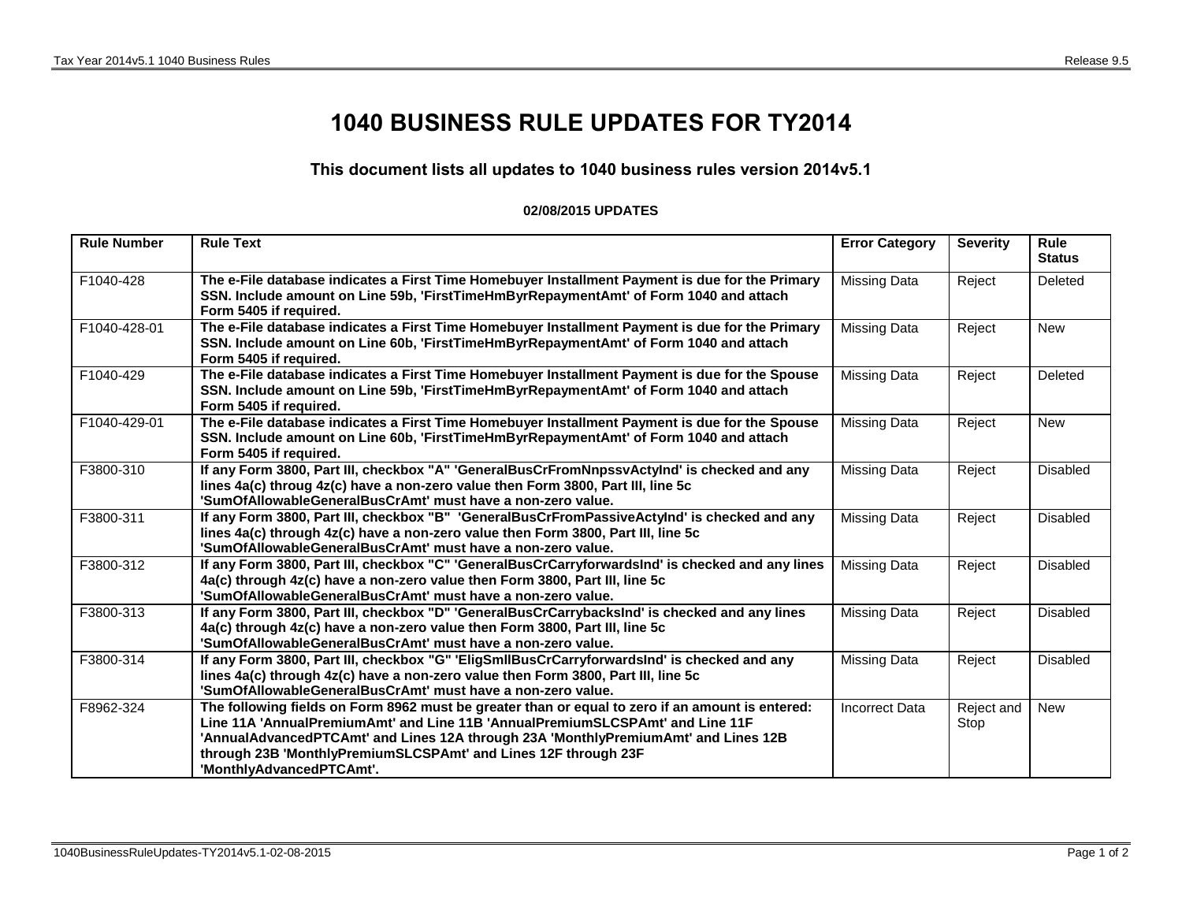# 1040 BUSINESS RULE UPDATES FOR TY2014

### This document lists all updates to 1040 business rules version 2014v5.1

**02/08/2015 UPDATES**

| Rule Number | Rule Text | Error Category | Severity | Rule Status |
|---|---|---|---|---|
| F1040-428 | **The e-File database indicates a First Time Homebuyer Installment Payment is due for the Primary SSN. Include amount on Line 59b, 'FirstTimeHmByrRepaymentAmt' of Form 1040 and attach Form 5405 if required.** | Missing Data | Reject | Deleted |
| F1040-428-01 | **The e-File database indicates a First Time Homebuyer Installment Payment is due for the Primary SSN. Include amount on Line 60b, 'FirstTimeHmByrRepaymentAmt' of Form 1040 and attach Form 5405 if required.** | Missing Data | Reject | New |
| F1040-429 | **The e-File database indicates a First Time Homebuyer Installment Payment is due for the Spouse SSN. Include amount on Line 59b, 'FirstTimeHmByrRepaymentAmt' of Form 1040 and attach Form 5405 if required.** | Missing Data | Reject | Deleted |
| F1040-429-01 | **The e-File database indicates a First Time Homebuyer Installment Payment is due for the Spouse SSN. Include amount on Line 60b, 'FirstTimeHmByrRepaymentAmt' of Form 1040 and attach Form 5405 if required.** | Missing Data | Reject | New |
| F3800-310 | **If any Form 3800, Part III, checkbox "A" 'GeneralBusCrFromNnpssvActyInd' is checked and any lines 4a(c) throug 4z(c) have a non-zero value then Form 3800, Part III, line 5c 'SumOfAllowableGeneralBusCrAmt' must have a non-zero value.** | Missing Data | Reject | Disabled |
| F3800-311 | **If any Form 3800, Part III, checkbox "B" 'GeneralBusCrFromPassiveActyInd' is checked and any lines 4a(c) through 4z(c) have a non-zero value then Form 3800, Part III, line 5c 'SumOfAllowableGeneralBusCrAmt' must have a non-zero value.** | Missing Data | Reject | Disabled |
| F3800-312 | **If any Form 3800, Part III, checkbox "C" 'GeneralBusCrCarryforwardsInd' is checked and any lines 4a(c) through 4z(c) have a non-zero value then Form 3800, Part III, line 5c 'SumOfAllowableGeneralBusCrAmt' must have a non-zero value.** | Missing Data | Reject | Disabled |
| F3800-313 | **If any Form 3800, Part III, checkbox "D" 'GeneralBusCrCarrybacksInd' is checked and any lines 4a(c) through 4z(c) have a non-zero value then Form 3800, Part III, line 5c 'SumOfAllowableGeneralBusCrAmt' must have a non-zero value.** | Missing Data | Reject | Disabled |
| F3800-314 | **If any Form 3800, Part III, checkbox "G" 'EligSmllBusCrCarryforwardsInd' is checked and any lines 4a(c) through 4z(c) have a non-zero value then Form 3800, Part III, line 5c 'SumOfAllowableGeneralBusCrAmt' must have a non-zero value.** | Missing Data | Reject | Disabled |
| F8962-324 | **The following fields on Form 8962 must be greater than or equal to zero if an amount is entered: Line 11A 'AnnualPremiumAmt' and Line 11B 'AnnualPremiumSLCSPAmt' and Line 11F 'AnnualAdvancedPTCAmt' and Lines 12A through 23A 'MonthlyPremiumAmt' and Lines 12B through 23B 'MonthlyPremiumSLCSPAmt' and Lines 12F through 23F 'MonthlyAdvancedPTCAmt'.** | Incorrect Data | Reject and Stop | New |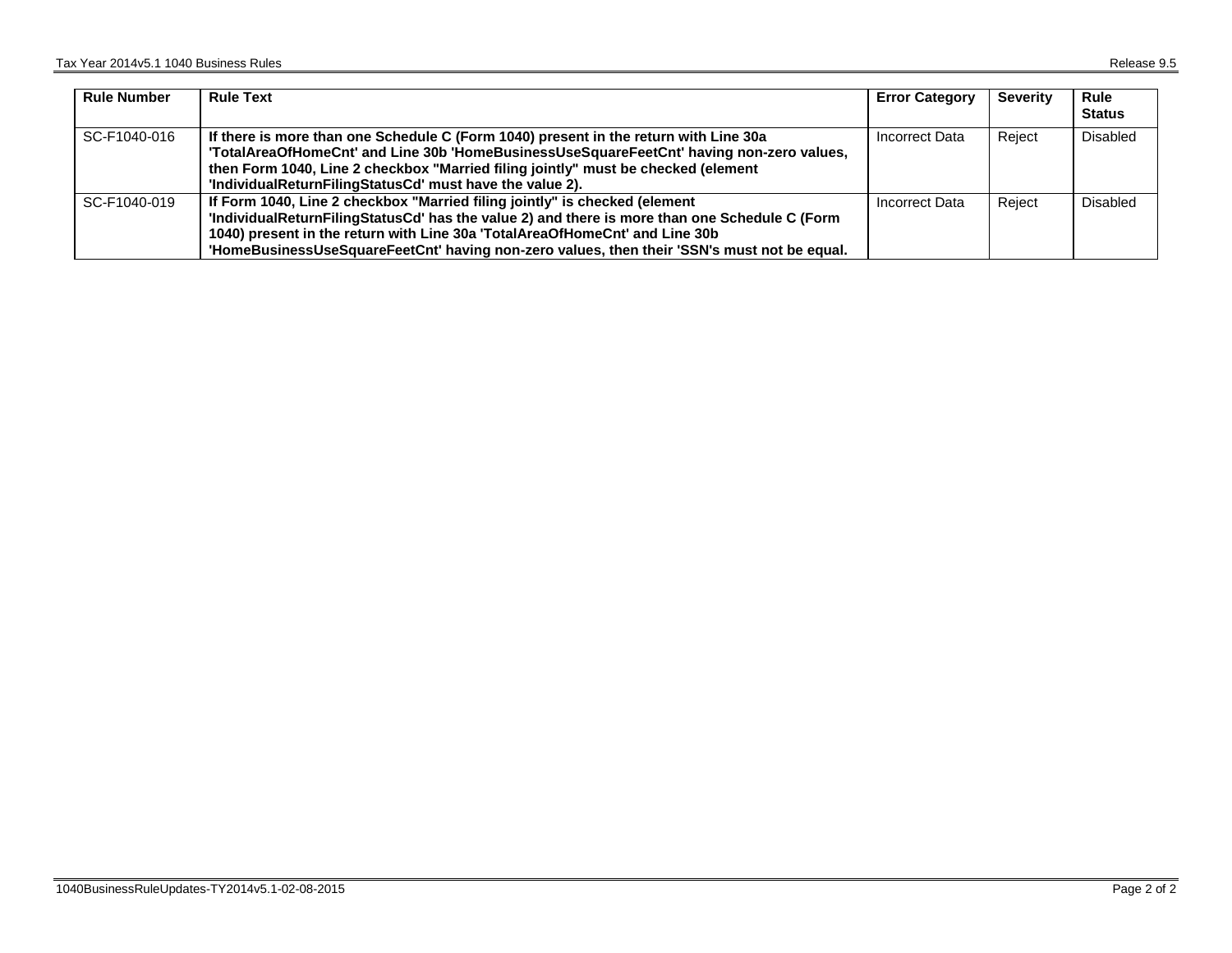| Rule Number | Rule Text | Error Category | Severity | Rule Status |
| --- | --- | --- | --- | --- |
| SC-F1040-016 | **If there is more than one Schedule C (Form 1040) present in the return with Line 30a 'TotalAreaOfHomeCnt' and Line 30b 'HomeBusinessUseSquareFeetCnt' having non-zero values, then Form 1040, Line 2 checkbox "Married filing jointly" must be checked (element 'IndividualReturnFilingStatusCd' must have the value 2).** | Incorrect Data | Reject | Disabled |
| SC-F1040-019 | **If Form 1040, Line 2 checkbox "Married filing jointly" is checked (element 'IndividualReturnFilingStatusCd' has the value 2) and there is more than one Schedule C (Form 1040) present in the return with Line 30a 'TotalAreaOfHomeCnt' and Line 30b 'HomeBusinessUseSquareFeetCnt' having non-zero values, then their 'SSN's must not be equal.** | Incorrect Data | Reject | Disabled |